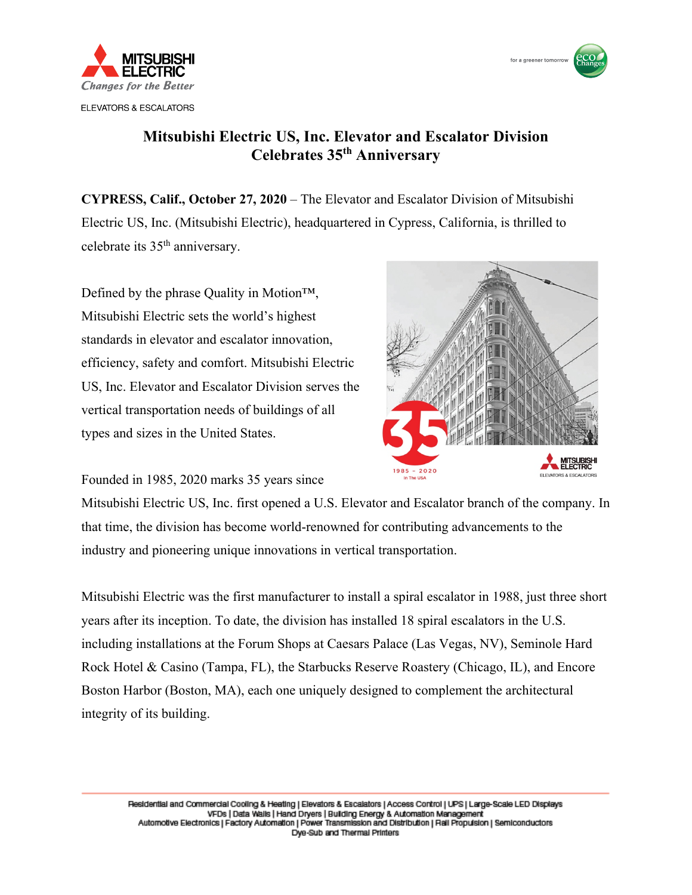ELEVATORS & ESCALATORS

# Mitsubishi Electric US, Inc. Elevator and Escalator Division Celebrates 35th Anniversary

**CYPRESS, Calif., October 27, 2020** – The Elevator and Escalator Division of Mitsubishi Electric US, Inc. (Mitsubishi Electric), headquartered in Cypress, California, is thrilled to celebrate its 35th anniversary.

Defined by the phrase Quality in Motion™, Mitsubishi Electric sets the world's highest standards in elevator and escalator innovation, efficiency, safety and comfort. Mitsubishi Electric US, Inc. Elevator and Escalator Division serves the vertical transportation needs of buildings of all types and sizes in the United States.

Founded in 1985, 2020 marks 35 years since Mitsubishi Electric US, Inc. first opened a U.S. Elevator and Escalator branch of the company. In that time, the division has become world-renowned for contributing advancements to the industry and pioneering unique innovations in vertical transportation.

Mitsubishi Electric was the first manufacturer to install a spiral escalator in 1988, just three short years after its inception. To date, the division has installed 18 spiral escalators in the U.S. including installations at the Forum Shops at Caesars Palace (Las Vegas, NV), Seminole Hard Rock Hotel & Casino (Tampa, FL), the Starbucks Reserve Roastery (Chicago, IL), and Encore Boston Harbor (Boston, MA), each one uniquely designed to complement the architectural integrity of its building.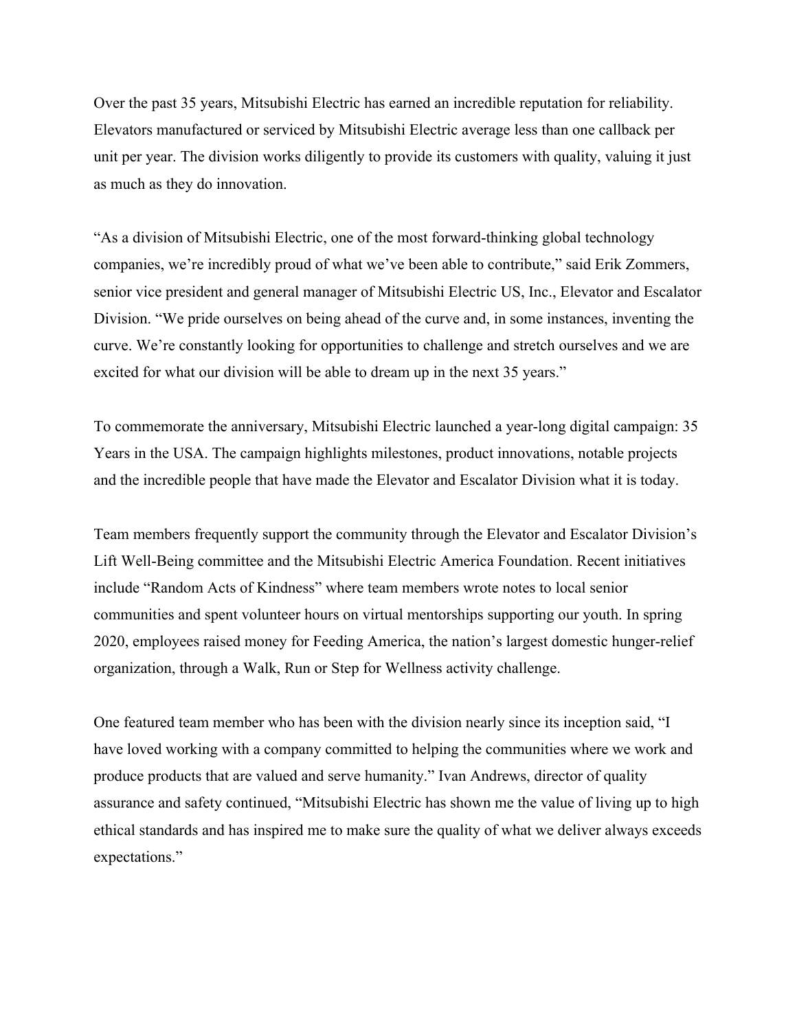Over the past 35 years, Mitsubishi Electric has earned an incredible reputation for reliability. Elevators manufactured or serviced by Mitsubishi Electric average less than one callback per unit per year. The division works diligently to provide its customers with quality, valuing it just as much as they do innovation.

"As a division of Mitsubishi Electric, one of the most forward-thinking global technology companies, we're incredibly proud of what we've been able to contribute," said Erik Zommers, senior vice president and general manager of Mitsubishi Electric US, Inc., Elevator and Escalator Division. "We pride ourselves on being ahead of the curve and, in some instances, inventing the curve. We're constantly looking for opportunities to challenge and stretch ourselves and we are excited for what our division will be able to dream up in the next 35 years."

To commemorate the anniversary, Mitsubishi Electric launched a year-long digital campaign: 35 Years in the USA. The campaign highlights milestones, product innovations, notable projects and the incredible people that have made the Elevator and Escalator Division what it is today.

Team members frequently support the community through the Elevator and Escalator Division's Lift Well-Being committee and the Mitsubishi Electric America Foundation. Recent initiatives include "Random Acts of Kindness" where team members wrote notes to local senior communities and spent volunteer hours on virtual mentorships supporting our youth. In spring 2020, employees raised money for Feeding America, the nation's largest domestic hunger-relief organization, through a Walk, Run or Step for Wellness activity challenge.

One featured team member who has been with the division nearly since its inception said, "I have loved working with a company committed to helping the communities where we work and produce products that are valued and serve humanity." Ivan Andrews, director of quality assurance and safety continued, "Mitsubishi Electric has shown me the value of living up to high ethical standards and has inspired me to make sure the quality of what we deliver always exceeds expectations."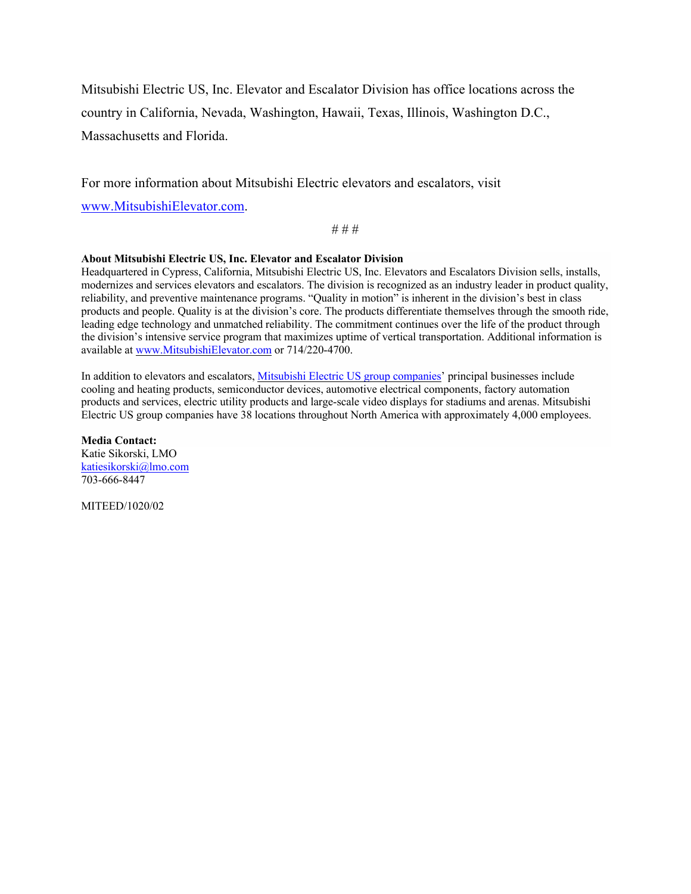Mitsubishi Electric US, Inc. Elevator and Escalator Division has office locations across the country in California, Nevada, Washington, Hawaii, Texas, Illinois, Washington D.C., Massachusetts and Florida.

For more information about Mitsubishi Electric elevators and escalators, visit www.MitsubishiElevator.com.

# # #

**About Mitsubishi Electric US, Inc. Elevator and Escalator Division**
Headquartered in Cypress, California, Mitsubishi Electric US, Inc. Elevators and Escalators Division sells, installs, modernizes and services elevators and escalators. The division is recognized as an industry leader in product quality, reliability, and preventive maintenance programs. "Quality in motion" is inherent in the division's best in class products and people. Quality is at the division's core. The products differentiate themselves through the smooth ride, leading edge technology and unmatched reliability. The commitment continues over the life of the product through the division's intensive service program that maximizes uptime of vertical transportation. Additional information is available at www.MitsubishiElevator.com or 714/220-4700.

In addition to elevators and escalators, Mitsubishi Electric US group companies' principal businesses include cooling and heating products, semiconductor devices, automotive electrical components, factory automation products and services, electric utility products and large-scale video displays for stadiums and arenas. Mitsubishi Electric US group companies have 38 locations throughout North America with approximately 4,000 employees.

**Media Contact:**
Katie Sikorski, LMO
katiesikorski@lmo.com
703-666-8447

MITEED/1020/02